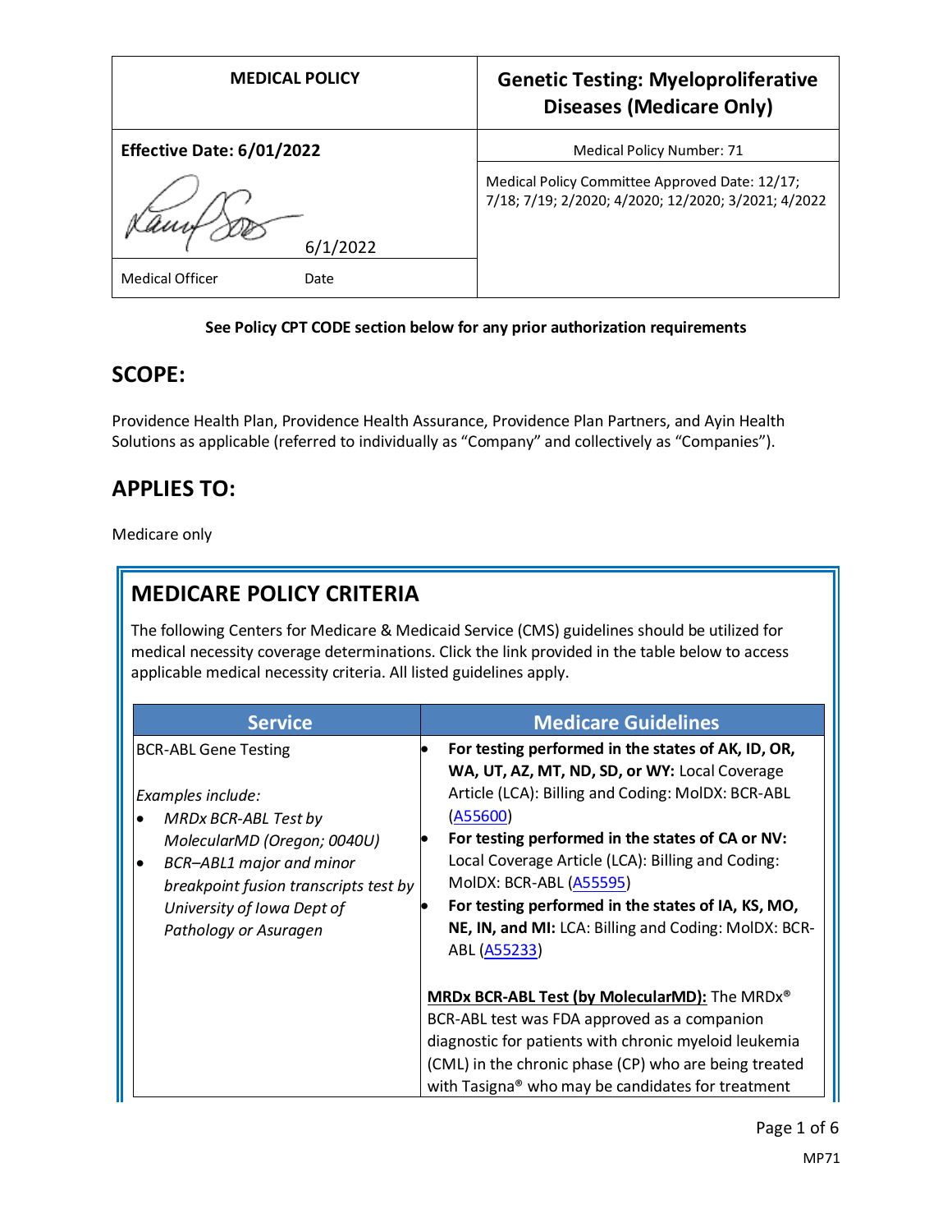| MEDICAL POLICY | Genetic Testing: Myeloproliferative Diseases (Medicare Only) |
|---|---|
| **Effective Date: 6/01/2022** | Medical Policy Number: 71 |
| 6/1/2022 | Medical Policy Committee Approved Date: 12/17; 7/18; 7/19; 2/2020; 4/2020; 12/2020; 3/2021; 4/2022 |
| Medical Officer Date | |

**See Policy CPT CODE section below for any prior authorization requirements**

## SCOPE:

Providence Health Plan, Providence Health Assurance, Providence Plan Partners, and Ayin Health Solutions as applicable (referred to individually as "Company" and collectively as "Companies").

## APPLIES TO:

Medicare only

## MEDICARE POLICY CRITERIA

The following Centers for Medicare & Medicaid Service (CMS) guidelines should be utilized for medical necessity coverage determinations. Click the link provided in the table below to access applicable medical necessity criteria. All listed guidelines apply.

| Service | Medicare Guidelines |
|---|---|
| BCR-ABL Gene Testing<br><br>*Examples include:*<br>• *MRDx BCR-ABL Test by MolecularMD (Oregon; 0040U)*<br>• *BCR–ABL1 major and minor breakpoint fusion transcripts test by University of Iowa Dept of Pathology or Asuragen* | • **For testing performed in the states of AK, ID, OR, WA, UT, AZ, MT, ND, SD, or WY:** Local Coverage Article (LCA): Billing and Coding: MolDX: BCR-ABL (A55600)<br>• **For testing performed in the states of CA or NV:** Local Coverage Article (LCA): Billing and Coding: MolDX: BCR-ABL (A55595)<br>• **For testing performed in the states of IA, KS, MO, NE, IN, and MI:** LCA: Billing and Coding: MolDX: BCR-ABL (A55233)<br><br>**MRDx BCR-ABL Test (by MolecularMD):** The MRDx® BCR-ABL test was FDA approved as a companion diagnostic for patients with chronic myeloid leukemia (CML) in the chronic phase (CP) who are being treated with Tasigna® who may be candidates for treatment |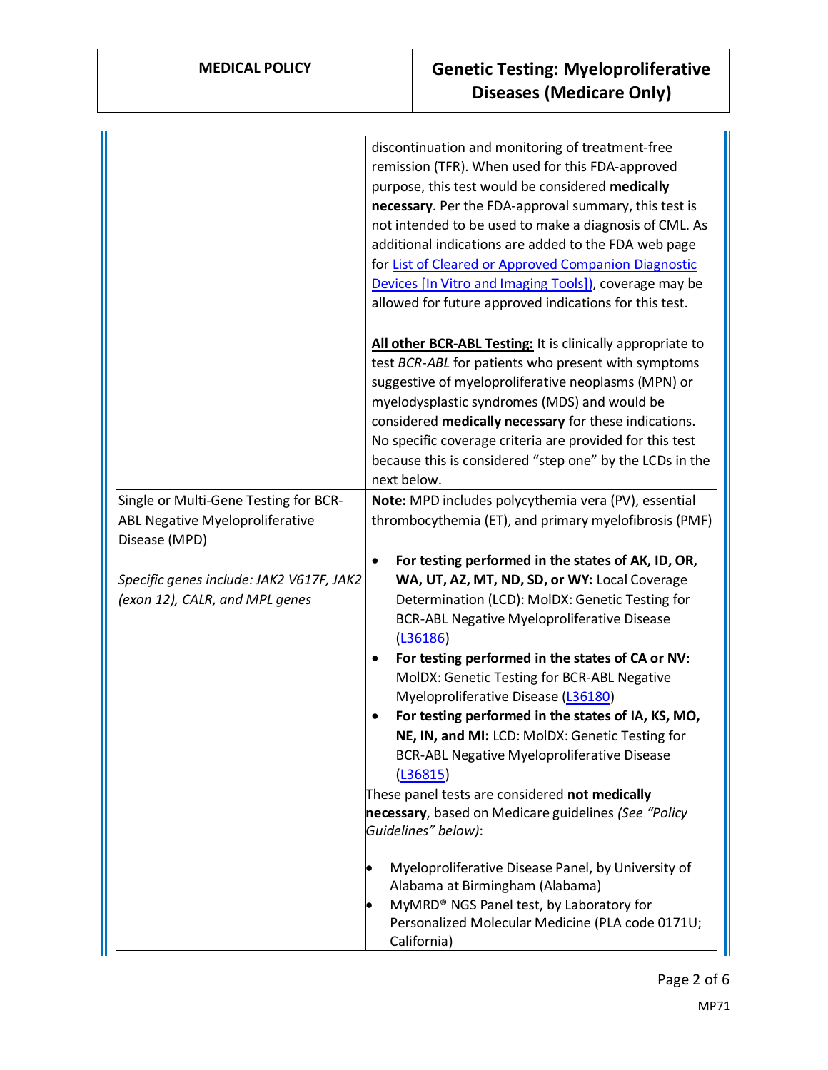| | |
|---|---|
| | discontinuation and monitoring of treatment-free remission (TFR). When used for this FDA-approved purpose, this test would be considered **medically necessary**. Per the FDA-approval summary, this test is not intended to be used to make a diagnosis of CML. As additional indications are added to the FDA web page for [List of Cleared or Approved Companion Diagnostic Devices [In Vitro and Imaging Tools]], coverage may be allowed for future approved indications for this test.<br><br>**All other BCR-ABL Testing:** It is clinically appropriate to test *BCR-ABL* for patients who present with symptoms suggestive of myeloproliferative neoplasms (MPN) or myelodysplastic syndromes (MDS) and would be considered **medically necessary** for these indications. No specific coverage criteria are provided for this test because this is considered "step one" by the LCDs in the next below. |
| Single or Multi-Gene Testing for BCR-ABL Negative Myeloproliferative Disease (MPD)<br><br>*Specific genes include: JAK2 V617F, JAK2 (exon 12), CALR, and MPL genes* | **Note:** MPD includes polycythemia vera (PV), essential thrombocythemia (ET), and primary myelofibrosis (PMF)<br><br>• **For testing performed in the states of AK, ID, OR, WA, UT, AZ, MT, ND, SD, or WY:** Local Coverage Determination (LCD): MolDX: Genetic Testing for BCR-ABL Negative Myeloproliferative Disease (L36186)<br>• **For testing performed in the states of CA or NV:** MolDX: Genetic Testing for BCR-ABL Negative Myeloproliferative Disease (L36180)<br>• **For testing performed in the states of IA, KS, MO, NE, IN, and MI:** LCD: MolDX: Genetic Testing for BCR-ABL Negative Myeloproliferative Disease (L36815) |
| | These panel tests are considered **not medically necessary**, based on Medicare guidelines *(See "Policy Guidelines" below)*:<br><br>• Myeloproliferative Disease Panel, by University of Alabama at Birmingham (Alabama)<br>• MyMRD® NGS Panel test, by Laboratory for Personalized Molecular Medicine (PLA code 0171U; California) |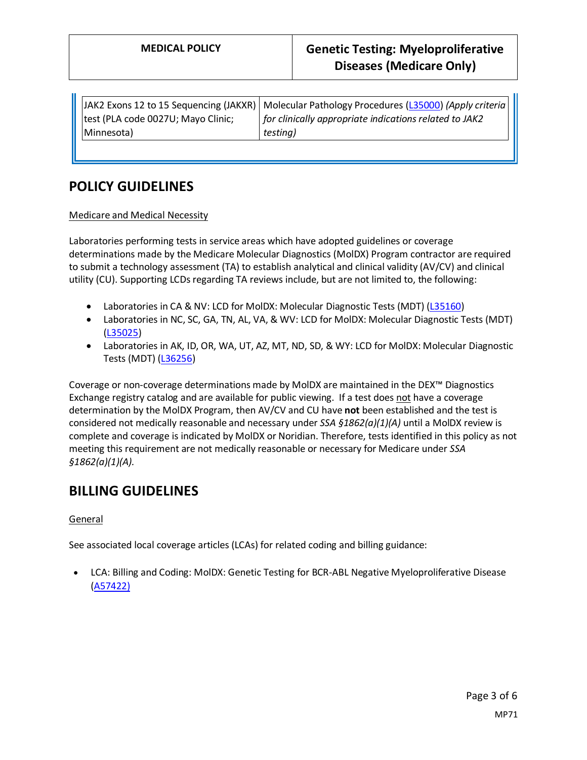| JAK2 Exons 12 to 15 Sequencing (JAKXR) test (PLA code 0027U; Mayo Clinic; Minnesota) | Molecular Pathology Procedures (L35000) *(Apply criteria for clinically appropriate indications related to JAK2 testing)* |
|---|---|

## POLICY GUIDELINES

Medicare and Medical Necessity

Laboratories performing tests in service areas which have adopted guidelines or coverage determinations made by the Medicare Molecular Diagnostics (MolDX) Program contractor are required to submit a technology assessment (TA) to establish analytical and clinical validity (AV/CV) and clinical utility (CU). Supporting LCDs regarding TA reviews include, but are not limited to, the following:

- Laboratories in CA & NV: LCD for MolDX: Molecular Diagnostic Tests (MDT) (L35160)
- Laboratories in NC, SC, GA, TN, AL, VA, & WV: LCD for MolDX: Molecular Diagnostic Tests (MDT) (L35025)
- Laboratories in AK, ID, OR, WA, UT, AZ, MT, ND, SD, & WY: LCD for MolDX: Molecular Diagnostic Tests (MDT) (L36256)

Coverage or non-coverage determinations made by MolDX are maintained in the DEX™ Diagnostics Exchange registry catalog and are available for public viewing. If a test does not have a coverage determination by the MolDX Program, then AV/CV and CU have **not** been established and the test is considered not medically reasonable and necessary under *SSA §1862(a)(1)(A)* until a MolDX review is complete and coverage is indicated by MolDX or Noridian. Therefore, tests identified in this policy as not meeting this requirement are not medically reasonable or necessary for Medicare under *SSA §1862(a)(1)(A).*

## BILLING GUIDELINES

General

See associated local coverage articles (LCAs) for related coding and billing guidance:

- LCA: Billing and Coding: MolDX: Genetic Testing for BCR-ABL Negative Myeloproliferative Disease (A57422)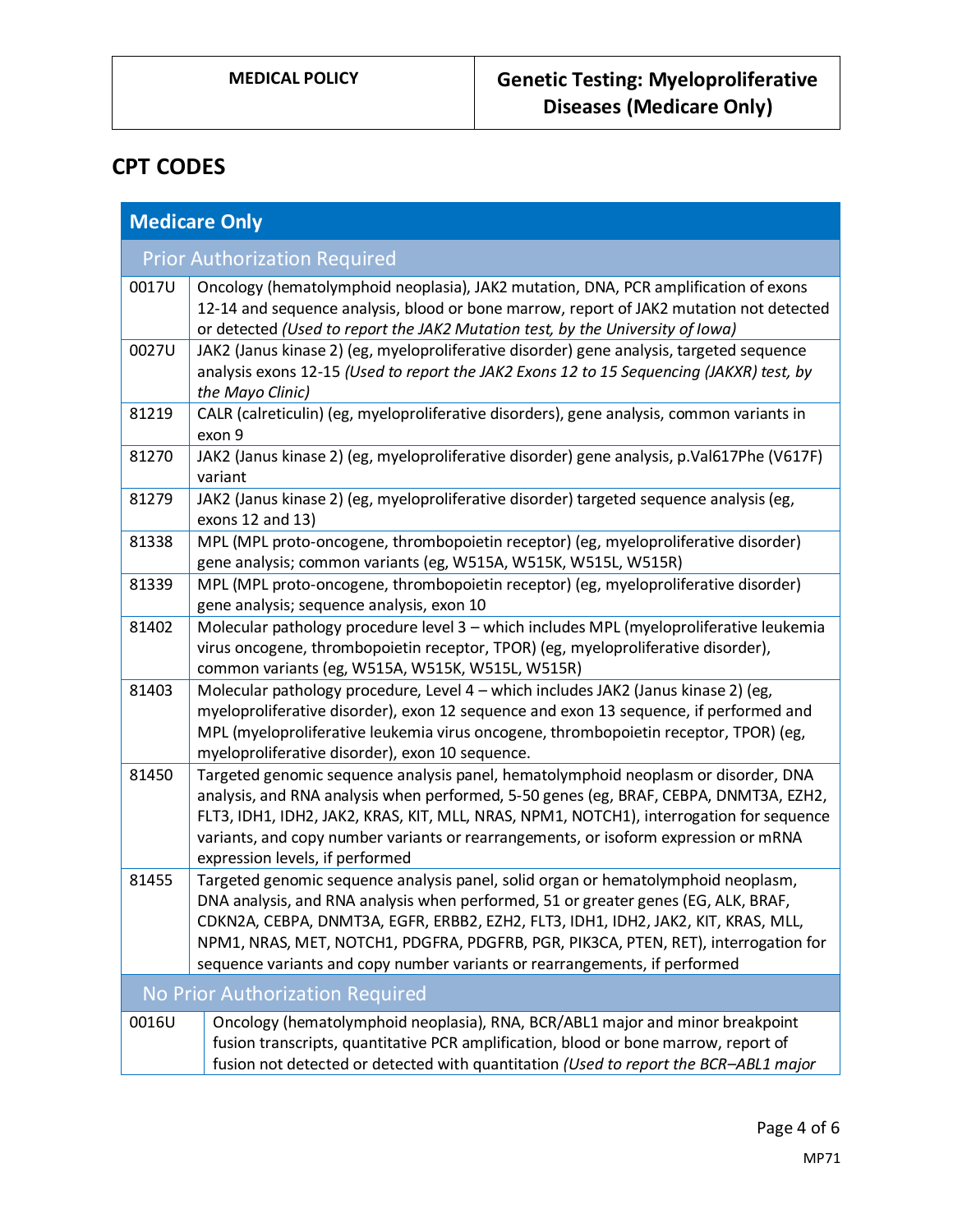## CPT CODES

| Medicare Only | |
|---|---|
| **Prior Authorization Required** | |
| 0017U | Oncology (hematolymphoid neoplasia), JAK2 mutation, DNA, PCR amplification of exons 12-14 and sequence analysis, blood or bone marrow, report of JAK2 mutation not detected or detected *(Used to report the JAK2 Mutation test, by the University of Iowa)* |
| 0027U | JAK2 (Janus kinase 2) (eg, myeloproliferative disorder) gene analysis, targeted sequence analysis exons 12-15 *(Used to report the JAK2 Exons 12 to 15 Sequencing (JAKXR) test, by the Mayo Clinic)* |
| 81219 | CALR (calreticulin) (eg, myeloproliferative disorders), gene analysis, common variants in exon 9 |
| 81270 | JAK2 (Janus kinase 2) (eg, myeloproliferative disorder) gene analysis, p.Val617Phe (V617F) variant |
| 81279 | JAK2 (Janus kinase 2) (eg, myeloproliferative disorder) targeted sequence analysis (eg, exons 12 and 13) |
| 81338 | MPL (MPL proto-oncogene, thrombopoietin receptor) (eg, myeloproliferative disorder) gene analysis; common variants (eg, W515A, W515K, W515L, W515R) |
| 81339 | MPL (MPL proto-oncogene, thrombopoietin receptor) (eg, myeloproliferative disorder) gene analysis; sequence analysis, exon 10 |
| 81402 | Molecular pathology procedure level 3 – which includes MPL (myeloproliferative leukemia virus oncogene, thrombopoietin receptor, TPOR) (eg, myeloproliferative disorder), common variants (eg, W515A, W515K, W515L, W515R) |
| 81403 | Molecular pathology procedure, Level 4 – which includes JAK2 (Janus kinase 2) (eg, myeloproliferative disorder), exon 12 sequence and exon 13 sequence, if performed and MPL (myeloproliferative leukemia virus oncogene, thrombopoietin receptor, TPOR) (eg, myeloproliferative disorder), exon 10 sequence. |
| 81450 | Targeted genomic sequence analysis panel, hematolymphoid neoplasm or disorder, DNA analysis, and RNA analysis when performed, 5-50 genes (eg, BRAF, CEBPA, DNMT3A, EZH2, FLT3, IDH1, IDH2, JAK2, KRAS, KIT, MLL, NRAS, NPM1, NOTCH1), interrogation for sequence variants, and copy number variants or rearrangements, or isoform expression or mRNA expression levels, if performed |
| 81455 | Targeted genomic sequence analysis panel, solid organ or hematolymphoid neoplasm, DNA analysis, and RNA analysis when performed, 51 or greater genes (EG, ALK, BRAF, CDKN2A, CEBPA, DNMT3A, EGFR, ERBB2, EZH2, FLT3, IDH1, IDH2, JAK2, KIT, KRAS, MLL, NPM1, NRAS, MET, NOTCH1, PDGFRA, PDGFRB, PGR, PIK3CA, PTEN, RET), interrogation for sequence variants and copy number variants or rearrangements, if performed |
| **No Prior Authorization Required** | |
| 0016U | Oncology (hematolymphoid neoplasia), RNA, BCR/ABL1 major and minor breakpoint fusion transcripts, quantitative PCR amplification, blood or bone marrow, report of fusion not detected or detected with quantitation *(Used to report the BCR–ABL1 major* |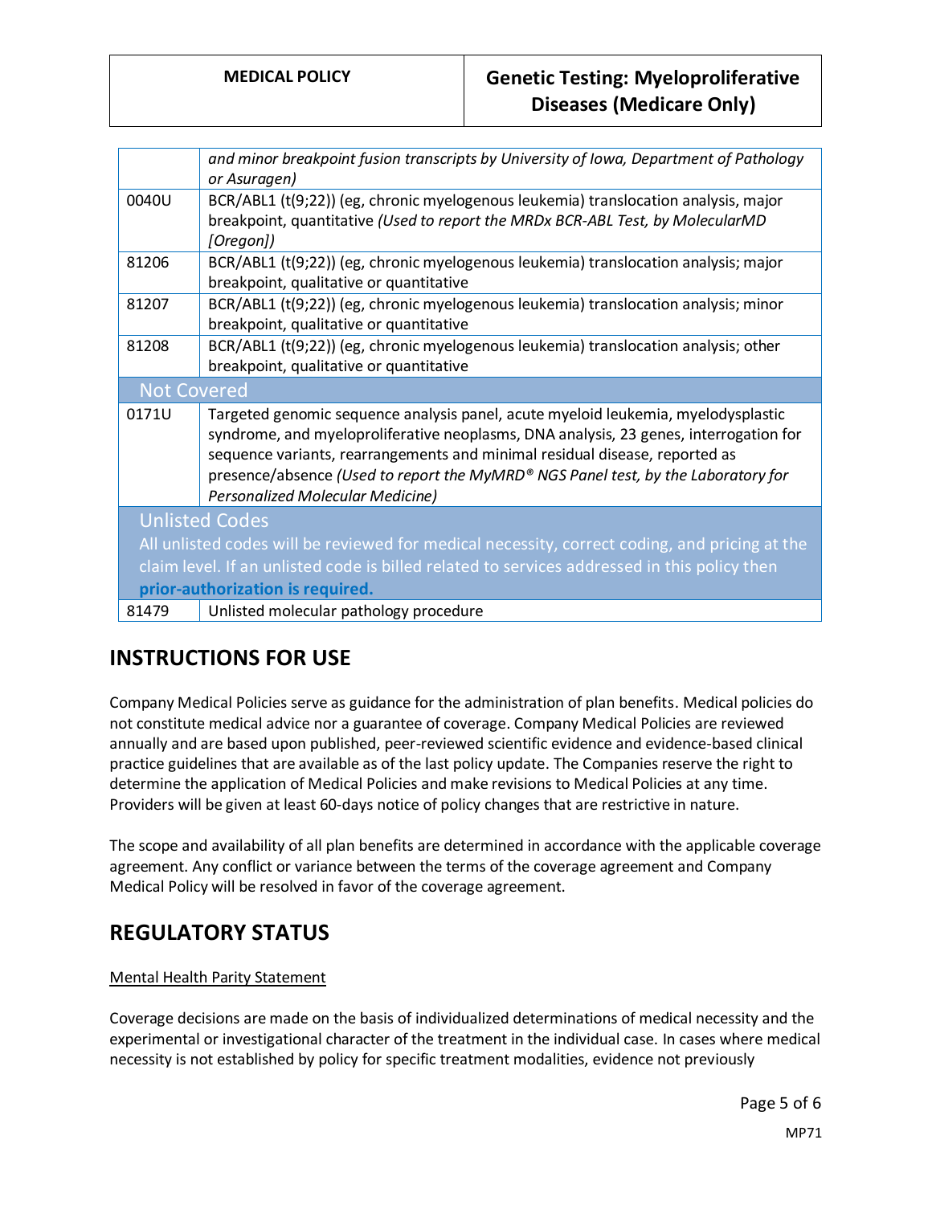| | |
|---|---|
| | *and minor breakpoint fusion transcripts by University of Iowa, Department of Pathology or Asuragen)* |
| 0040U | BCR/ABL1 (t(9;22)) (eg, chronic myelogenous leukemia) translocation analysis, major breakpoint, quantitative *(Used to report the MRDx BCR-ABL Test, by MolecularMD [Oregon])* |
| 81206 | BCR/ABL1 (t(9;22)) (eg, chronic myelogenous leukemia) translocation analysis; major breakpoint, qualitative or quantitative |
| 81207 | BCR/ABL1 (t(9;22)) (eg, chronic myelogenous leukemia) translocation analysis; minor breakpoint, qualitative or quantitative |
| 81208 | BCR/ABL1 (t(9;22)) (eg, chronic myelogenous leukemia) translocation analysis; other breakpoint, qualitative or quantitative |
| **Not Covered** | |
| 0171U | Targeted genomic sequence analysis panel, acute myeloid leukemia, myelodysplastic syndrome, and myeloproliferative neoplasms, DNA analysis, 23 genes, interrogation for sequence variants, rearrangements and minimal residual disease, reported as presence/absence *(Used to report the MyMRD® NGS Panel test, by the Laboratory for Personalized Molecular Medicine)* |
| **Unlisted Codes** All unlisted codes will be reviewed for medical necessity, correct coding, and pricing at the claim level. If an unlisted code is billed related to services addressed in this policy then **prior-authorization is required.** | |
| 81479 | Unlisted molecular pathology procedure |

## INSTRUCTIONS FOR USE

Company Medical Policies serve as guidance for the administration of plan benefits. Medical policies do not constitute medical advice nor a guarantee of coverage. Company Medical Policies are reviewed annually and are based upon published, peer-reviewed scientific evidence and evidence-based clinical practice guidelines that are available as of the last policy update. The Companies reserve the right to determine the application of Medical Policies and make revisions to Medical Policies at any time. Providers will be given at least 60-days notice of policy changes that are restrictive in nature.

The scope and availability of all plan benefits are determined in accordance with the applicable coverage agreement. Any conflict or variance between the terms of the coverage agreement and Company Medical Policy will be resolved in favor of the coverage agreement.

## REGULATORY STATUS

Mental Health Parity Statement

Coverage decisions are made on the basis of individualized determinations of medical necessity and the experimental or investigational character of the treatment in the individual case. In cases where medical necessity is not established by policy for specific treatment modalities, evidence not previously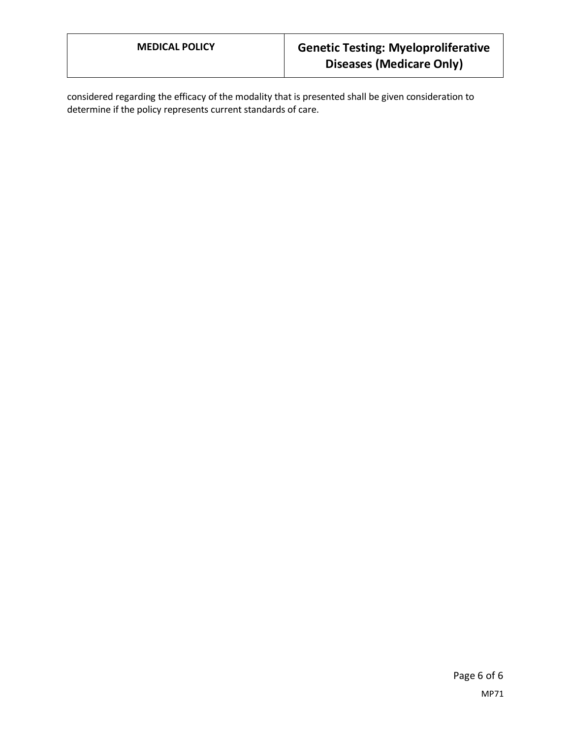considered regarding the efficacy of the modality that is presented shall be given consideration to determine if the policy represents current standards of care.